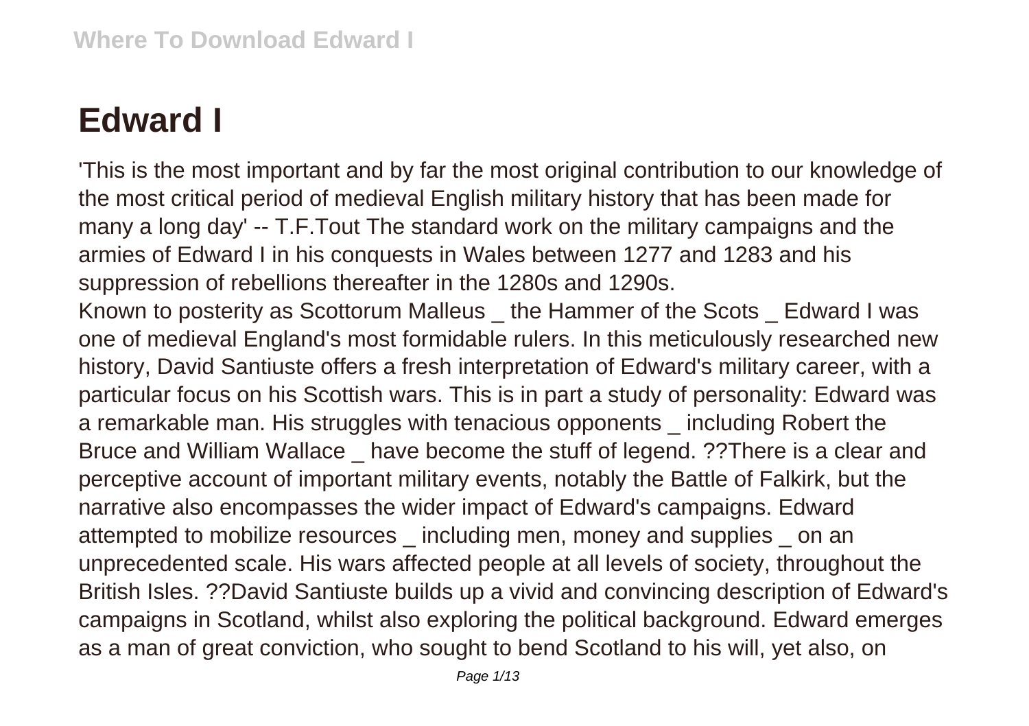# Edward I

'This is the most important and by far the most original contribution to our knowledge of the most critical period of medieval English military history that has been made for many a long day' -- T.F.Tout The standard work on the military campaigns and the armies of Edward I in his conquests in Wales between 1277 and 1283 and his suppression of rebellions thereafter in the 1280s and 1290s.

Known to posterity as Scottorum Malleus _ the Hammer of the Scots _ Edward I was one of medieval England's most formidable rulers. In this meticulously researched new history, David Santiuste offers a fresh interpretation of Edward's military career, with a particular focus on his Scottish wars. This is in part a study of personality: Edward was a remarkable man. His struggles with tenacious opponents _ including Robert the Bruce and William Wallace _ have become the stuff of legend. ??There is a clear and perceptive account of important military events, notably the Battle of Falkirk, but the narrative also encompasses the wider impact of Edward's campaigns. Edward attempted to mobilize resources _ including men, money and supplies _ on an unprecedented scale. His wars affected people at all levels of society, throughout the British Isles. ??David Santiuste builds up a vivid and convincing description of Edward's campaigns in Scotland, whilst also exploring the political background. Edward emerges as a man of great conviction, who sought to bend Scotland to his will, yet also, on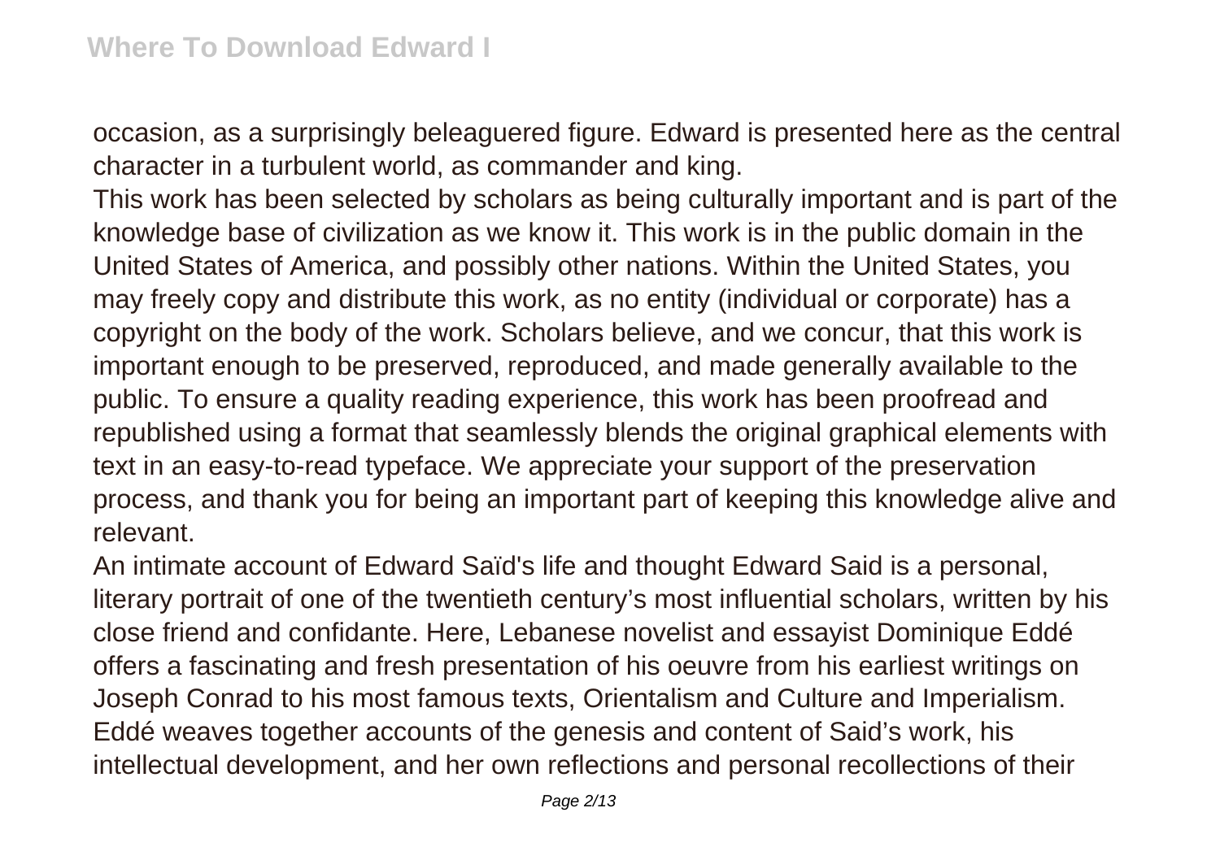occasion, as a surprisingly beleaguered figure. Edward is presented here as the central character in a turbulent world, as commander and king.

This work has been selected by scholars as being culturally important and is part of the knowledge base of civilization as we know it. This work is in the public domain in the United States of America, and possibly other nations. Within the United States, you may freely copy and distribute this work, as no entity (individual or corporate) has a copyright on the body of the work. Scholars believe, and we concur, that this work is important enough to be preserved, reproduced, and made generally available to the public. To ensure a quality reading experience, this work has been proofread and republished using a format that seamlessly blends the original graphical elements with text in an easy-to-read typeface. We appreciate your support of the preservation process, and thank you for being an important part of keeping this knowledge alive and relevant.

An intimate account of Edward Saïd's life and thought Edward Said is a personal, literary portrait of one of the twentieth century's most influential scholars, written by his close friend and confidante. Here, Lebanese novelist and essayist Dominique Eddé offers a fascinating and fresh presentation of his oeuvre from his earliest writings on Joseph Conrad to his most famous texts, Orientalism and Culture and Imperialism. Eddé weaves together accounts of the genesis and content of Said's work, his intellectual development, and her own reflections and personal recollections of their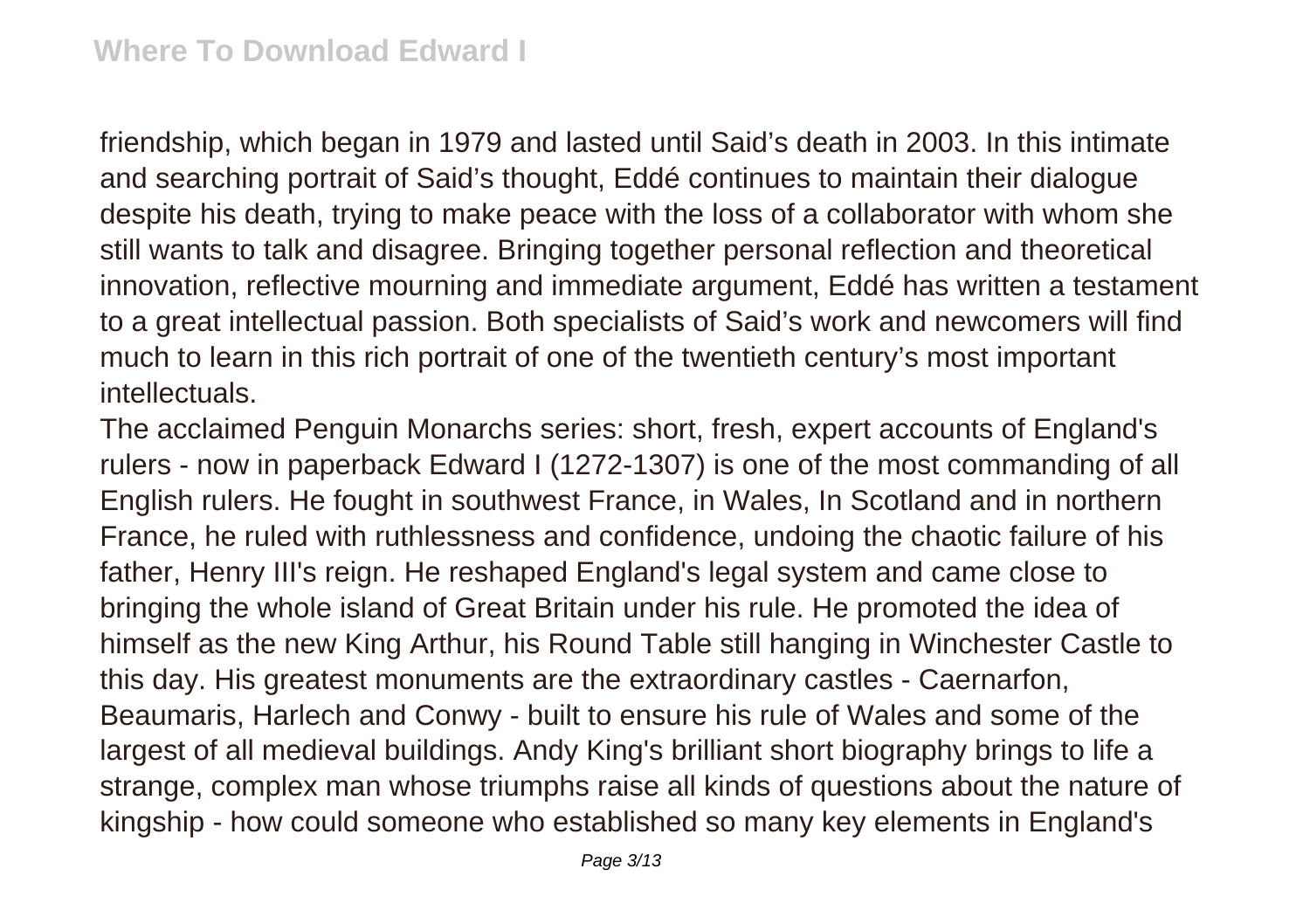friendship, which began in 1979 and lasted until Said's death in 2003. In this intimate and searching portrait of Said's thought, Eddé continues to maintain their dialogue despite his death, trying to make peace with the loss of a collaborator with whom she still wants to talk and disagree. Bringing together personal reflection and theoretical innovation, reflective mourning and immediate argument, Eddé has written a testament to a great intellectual passion. Both specialists of Said's work and newcomers will find much to learn in this rich portrait of one of the twentieth century's most important intellectuals.

The acclaimed Penguin Monarchs series: short, fresh, expert accounts of England's rulers - now in paperback Edward I (1272-1307) is one of the most commanding of all English rulers. He fought in southwest France, in Wales, In Scotland and in northern France, he ruled with ruthlessness and confidence, undoing the chaotic failure of his father, Henry III's reign. He reshaped England's legal system and came close to bringing the whole island of Great Britain under his rule. He promoted the idea of himself as the new King Arthur, his Round Table still hanging in Winchester Castle to this day. His greatest monuments are the extraordinary castles - Caernarfon, Beaumaris, Harlech and Conwy - built to ensure his rule of Wales and some of the largest of all medieval buildings. Andy King's brilliant short biography brings to life a strange, complex man whose triumphs raise all kinds of questions about the nature of kingship - how could someone who established so many key elements in England's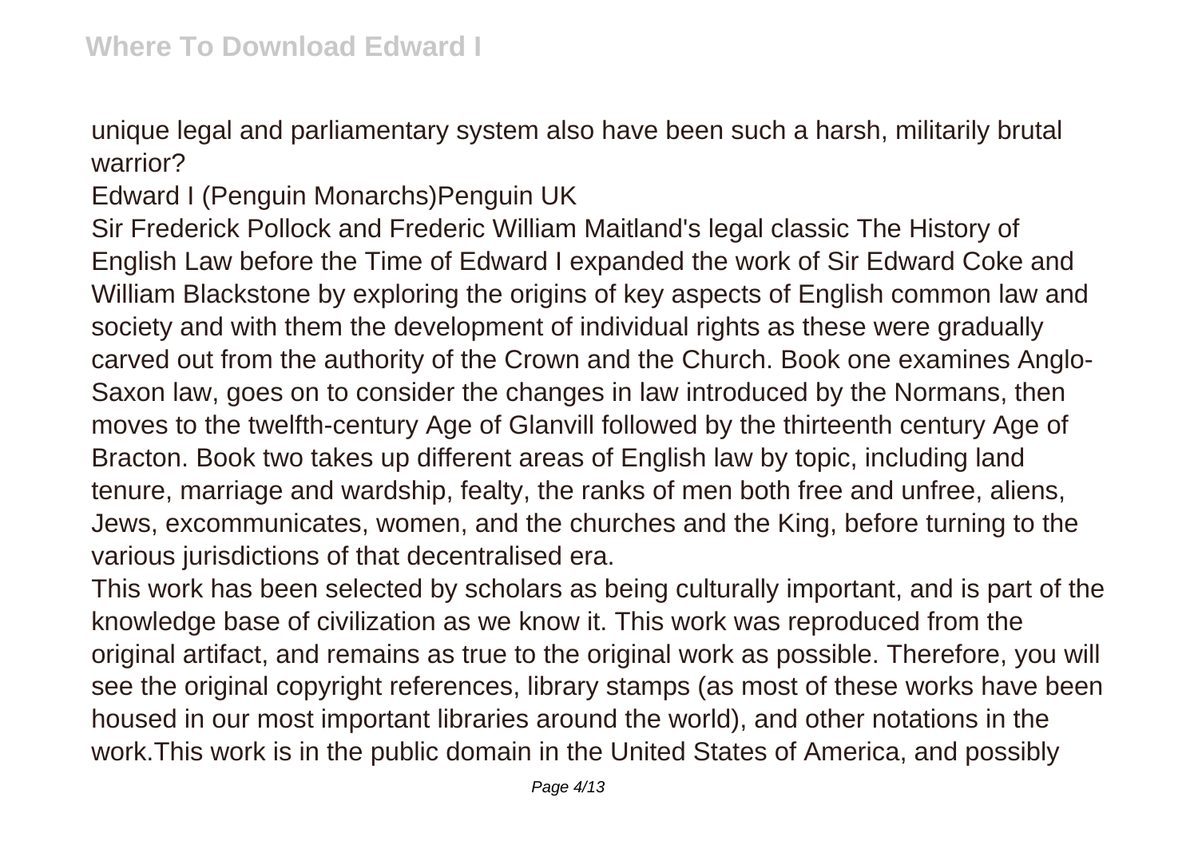unique legal and parliamentary system also have been such a harsh, militarily brutal warrior?

Edward I (Penguin Monarchs)Penguin UK

Sir Frederick Pollock and Frederic William Maitland's legal classic The History of English Law before the Time of Edward I expanded the work of Sir Edward Coke and William Blackstone by exploring the origins of key aspects of English common law and society and with them the development of individual rights as these were gradually carved out from the authority of the Crown and the Church. Book one examines Anglo-Saxon law, goes on to consider the changes in law introduced by the Normans, then moves to the twelfth-century Age of Glanvill followed by the thirteenth century Age of Bracton. Book two takes up different areas of English law by topic, including land tenure, marriage and wardship, fealty, the ranks of men both free and unfree, aliens, Jews, excommunicates, women, and the churches and the King, before turning to the various jurisdictions of that decentralised era.

This work has been selected by scholars as being culturally important, and is part of the knowledge base of civilization as we know it. This work was reproduced from the original artifact, and remains as true to the original work as possible. Therefore, you will see the original copyright references, library stamps (as most of these works have been housed in our most important libraries around the world), and other notations in the work.This work is in the public domain in the United States of America, and possibly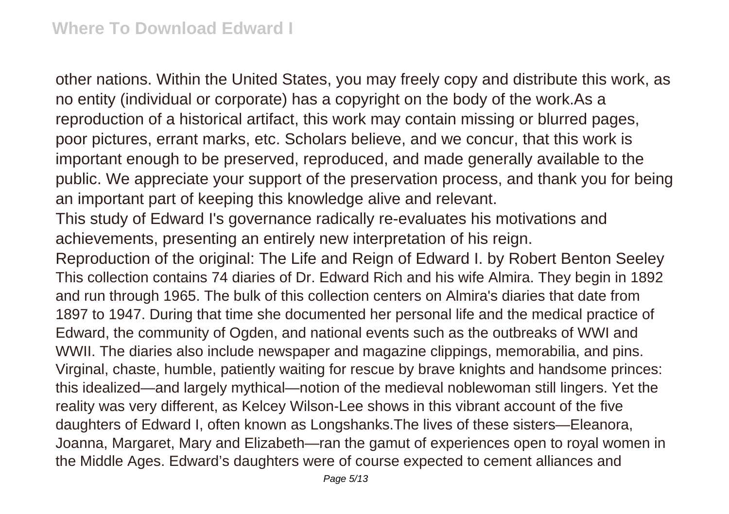other nations. Within the United States, you may freely copy and distribute this work, as no entity (individual or corporate) has a copyright on the body of the work.As a reproduction of a historical artifact, this work may contain missing or blurred pages, poor pictures, errant marks, etc. Scholars believe, and we concur, that this work is important enough to be preserved, reproduced, and made generally available to the public. We appreciate your support of the preservation process, and thank you for being an important part of keeping this knowledge alive and relevant.

This study of Edward I's governance radically re-evaluates his motivations and achievements, presenting an entirely new interpretation of his reign.

Reproduction of the original: The Life and Reign of Edward I. by Robert Benton Seeley

This collection contains 74 diaries of Dr. Edward Rich and his wife Almira. They begin in 1892 and run through 1965. The bulk of this collection centers on Almira's diaries that date from 1897 to 1947. During that time she documented her personal life and the medical practice of Edward, the community of Ogden, and national events such as the outbreaks of WWI and WWII. The diaries also include newspaper and magazine clippings, memorabilia, and pins.

Virginal, chaste, humble, patiently waiting for rescue by brave knights and handsome princes: this idealized—and largely mythical—notion of the medieval noblewoman still lingers. Yet the reality was very different, as Kelcey Wilson-Lee shows in this vibrant account of the five daughters of Edward I, often known as Longshanks.The lives of these sisters—Eleanora, Joanna, Margaret, Mary and Elizabeth—ran the gamut of experiences open to royal women in the Middle Ages. Edward's daughters were of course expected to cement alliances and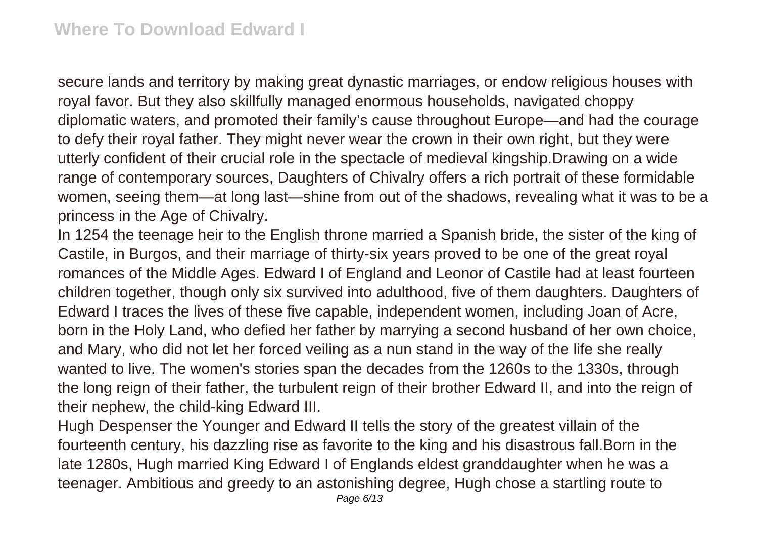secure lands and territory by making great dynastic marriages, or endow religious houses with royal favor. But they also skillfully managed enormous households, navigated choppy diplomatic waters, and promoted their family's cause throughout Europe—and had the courage to defy their royal father. They might never wear the crown in their own right, but they were utterly confident of their crucial role in the spectacle of medieval kingship.Drawing on a wide range of contemporary sources, Daughters of Chivalry offers a rich portrait of these formidable women, seeing them—at long last—shine from out of the shadows, revealing what it was to be a princess in the Age of Chivalry.

In 1254 the teenage heir to the English throne married a Spanish bride, the sister of the king of Castile, in Burgos, and their marriage of thirty-six years proved to be one of the great royal romances of the Middle Ages. Edward I of England and Leonor of Castile had at least fourteen children together, though only six survived into adulthood, five of them daughters. Daughters of Edward I traces the lives of these five capable, independent women, including Joan of Acre, born in the Holy Land, who defied her father by marrying a second husband of her own choice, and Mary, who did not let her forced veiling as a nun stand in the way of the life she really wanted to live. The women's stories span the decades from the 1260s to the 1330s, through the long reign of their father, the turbulent reign of their brother Edward II, and into the reign of their nephew, the child-king Edward III.

Hugh Despenser the Younger and Edward II tells the story of the greatest villain of the fourteenth century, his dazzling rise as favorite to the king and his disastrous fall.Born in the late 1280s, Hugh married King Edward I of Englands eldest granddaughter when he was a teenager. Ambitious and greedy to an astonishing degree, Hugh chose a startling route to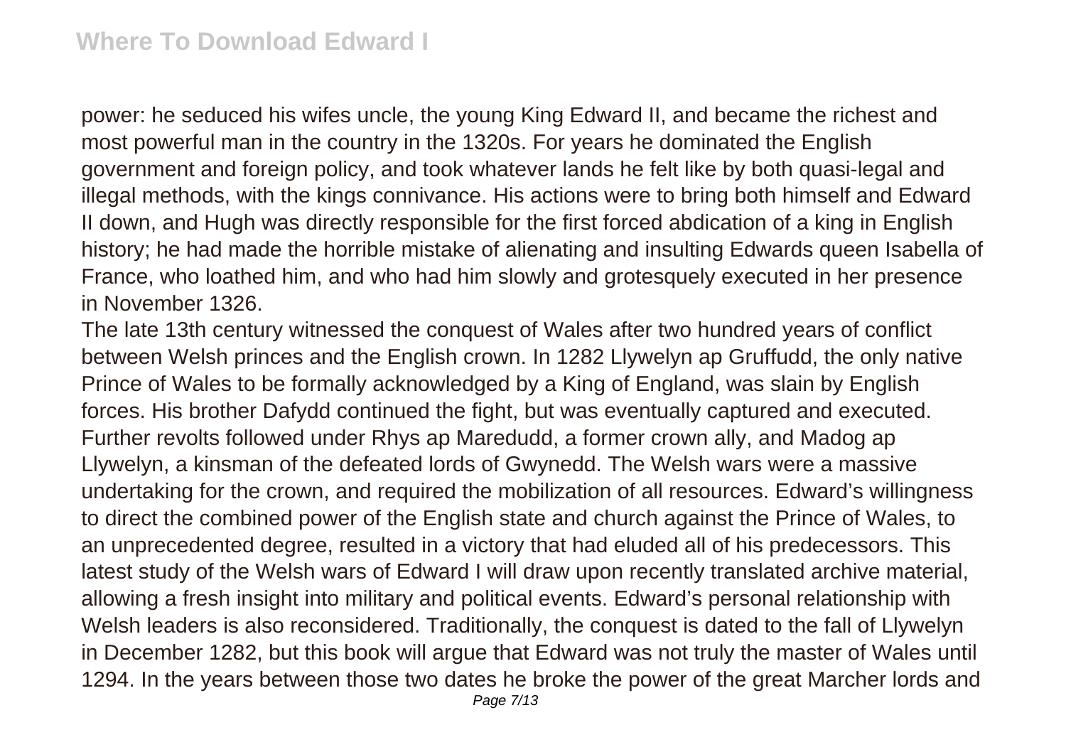power: he seduced his wifes uncle, the young King Edward II, and became the richest and most powerful man in the country in the 1320s. For years he dominated the English government and foreign policy, and took whatever lands he felt like by both quasi-legal and illegal methods, with the kings connivance. His actions were to bring both himself and Edward II down, and Hugh was directly responsible for the first forced abdication of a king in English history; he had made the horrible mistake of alienating and insulting Edwards queen Isabella of France, who loathed him, and who had him slowly and grotesquely executed in her presence in November 1326.

The late 13th century witnessed the conquest of Wales after two hundred years of conflict between Welsh princes and the English crown. In 1282 Llywelyn ap Gruffudd, the only native Prince of Wales to be formally acknowledged by a King of England, was slain by English forces. His brother Dafydd continued the fight, but was eventually captured and executed. Further revolts followed under Rhys ap Maredudd, a former crown ally, and Madog ap Llywelyn, a kinsman of the defeated lords of Gwynedd. The Welsh wars were a massive undertaking for the crown, and required the mobilization of all resources. Edward’s willingness to direct the combined power of the English state and church against the Prince of Wales, to an unprecedented degree, resulted in a victory that had eluded all of his predecessors. This latest study of the Welsh wars of Edward I will draw upon recently translated archive material, allowing a fresh insight into military and political events. Edward’s personal relationship with Welsh leaders is also reconsidered. Traditionally, the conquest is dated to the fall of Llywelyn in December 1282, but this book will argue that Edward was not truly the master of Wales until 1294. In the years between those two dates he broke the power of the great Marcher lords and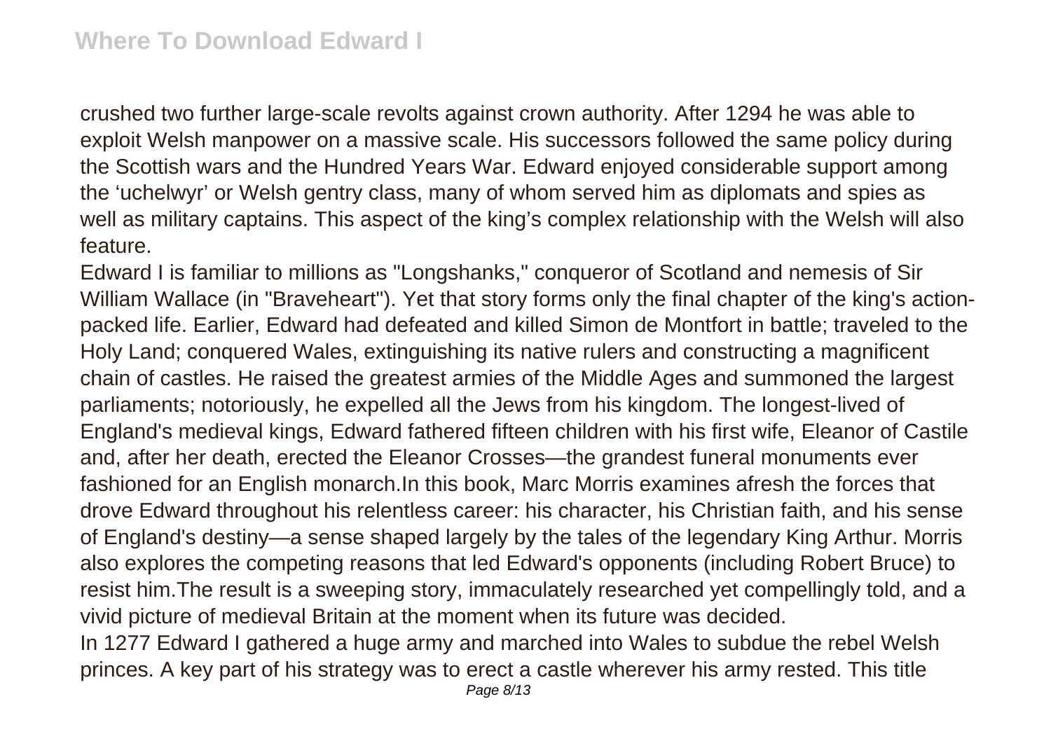crushed two further large-scale revolts against crown authority. After 1294 he was able to exploit Welsh manpower on a massive scale. His successors followed the same policy during the Scottish wars and the Hundred Years War. Edward enjoyed considerable support among the 'uchelwyr' or Welsh gentry class, many of whom served him as diplomats and spies as well as military captains. This aspect of the king's complex relationship with the Welsh will also feature.

Edward I is familiar to millions as "Longshanks," conqueror of Scotland and nemesis of Sir William Wallace (in "Braveheart"). Yet that story forms only the final chapter of the king's action-packed life. Earlier, Edward had defeated and killed Simon de Montfort in battle; traveled to the Holy Land; conquered Wales, extinguishing its native rulers and constructing a magnificent chain of castles. He raised the greatest armies of the Middle Ages and summoned the largest parliaments; notoriously, he expelled all the Jews from his kingdom. The longest-lived of England's medieval kings, Edward fathered fifteen children with his first wife, Eleanor of Castile and, after her death, erected the Eleanor Crosses—the grandest funeral monuments ever fashioned for an English monarch.In this book, Marc Morris examines afresh the forces that drove Edward throughout his relentless career: his character, his Christian faith, and his sense of England's destiny—a sense shaped largely by the tales of the legendary King Arthur. Morris also explores the competing reasons that led Edward's opponents (including Robert Bruce) to resist him.The result is a sweeping story, immaculately researched yet compellingly told, and a vivid picture of medieval Britain at the moment when its future was decided.

In 1277 Edward I gathered a huge army and marched into Wales to subdue the rebel Welsh princes. A key part of his strategy was to erect a castle wherever his army rested. This title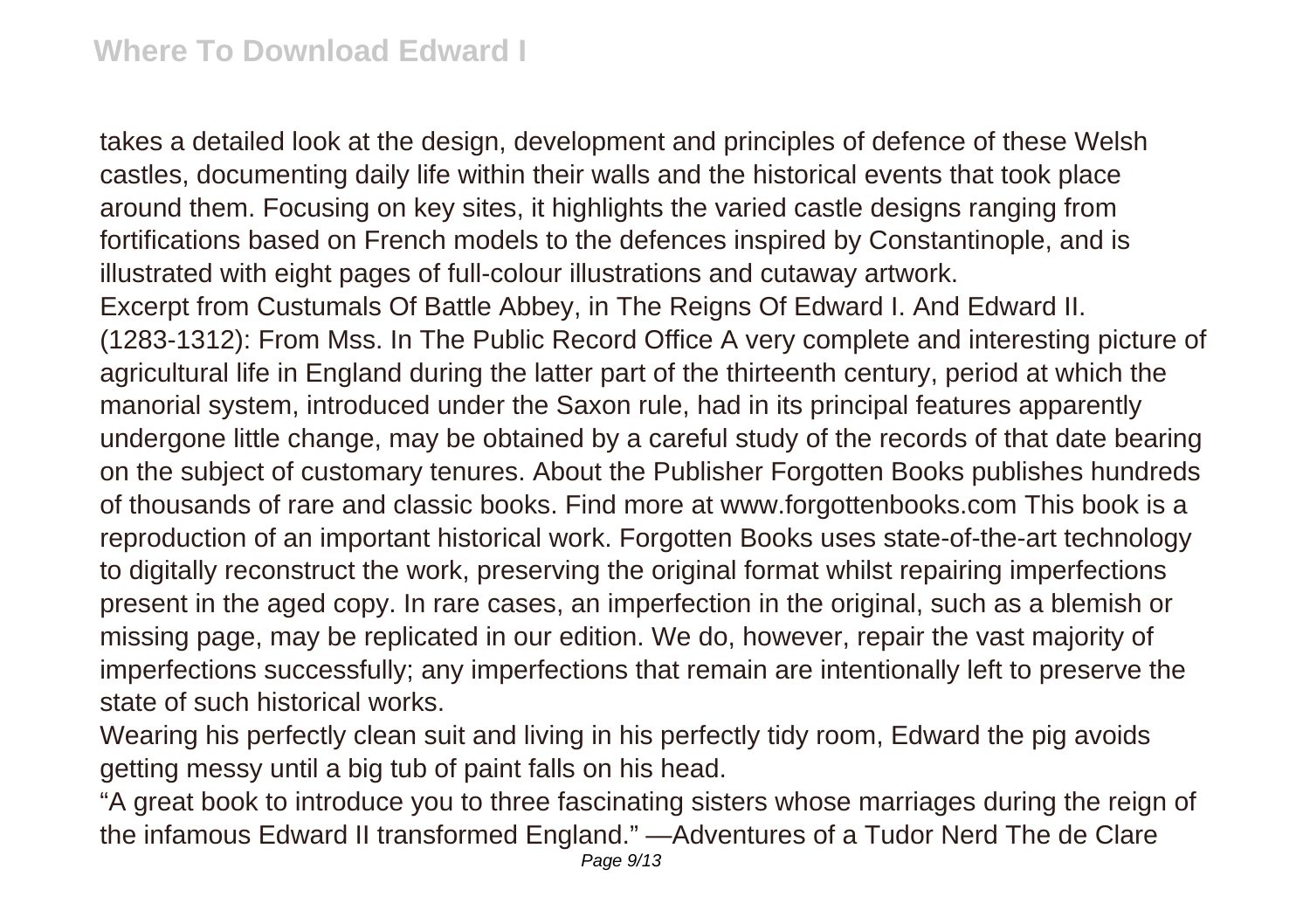takes a detailed look at the design, development and principles of defence of these Welsh castles, documenting daily life within their walls and the historical events that took place around them. Focusing on key sites, it highlights the varied castle designs ranging from fortifications based on French models to the defences inspired by Constantinople, and is illustrated with eight pages of full-colour illustrations and cutaway artwork.

Excerpt from Custumals Of Battle Abbey, in The Reigns Of Edward I. And Edward II. (1283-1312): From Mss. In The Public Record Office A very complete and interesting picture of agricultural life in England during the latter part of the thirteenth century, period at which the manorial system, introduced under the Saxon rule, had in its principal features apparently undergone little change, may be obtained by a careful study of the records of that date bearing on the subject of customary tenures. About the Publisher Forgotten Books publishes hundreds of thousands of rare and classic books. Find more at www.forgottenbooks.com This book is a reproduction of an important historical work. Forgotten Books uses state-of-the-art technology to digitally reconstruct the work, preserving the original format whilst repairing imperfections present in the aged copy. In rare cases, an imperfection in the original, such as a blemish or missing page, may be replicated in our edition. We do, however, repair the vast majority of imperfections successfully; any imperfections that remain are intentionally left to preserve the state of such historical works.

Wearing his perfectly clean suit and living in his perfectly tidy room, Edward the pig avoids getting messy until a big tub of paint falls on his head.

“A great book to introduce you to three fascinating sisters whose marriages during the reign of the infamous Edward II transformed England.” —Adventures of a Tudor Nerd The de Clare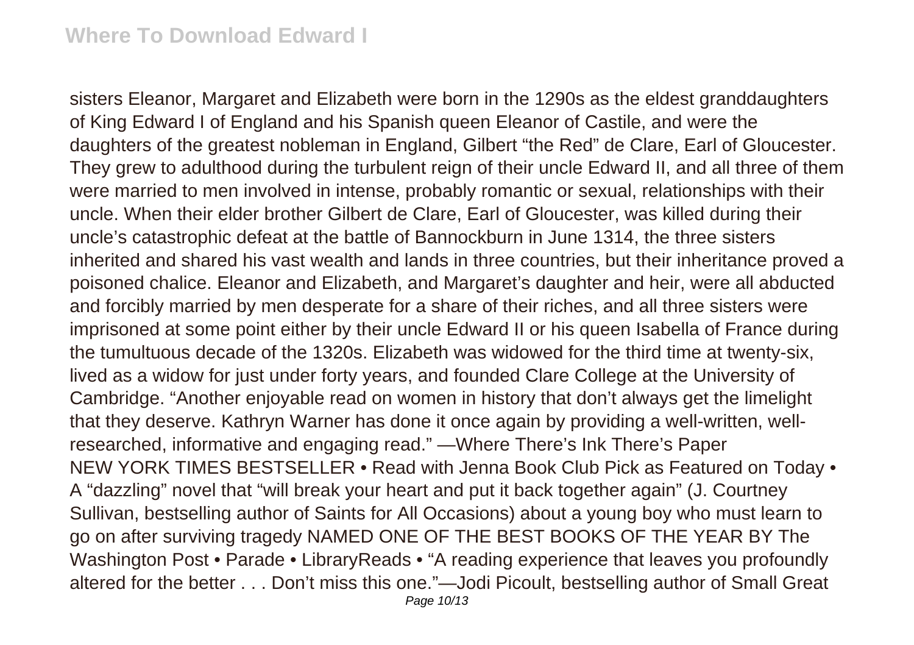sisters Eleanor, Margaret and Elizabeth were born in the 1290s as the eldest granddaughters of King Edward I of England and his Spanish queen Eleanor of Castile, and were the daughters of the greatest nobleman in England, Gilbert "the Red" de Clare, Earl of Gloucester. They grew to adulthood during the turbulent reign of their uncle Edward II, and all three of them were married to men involved in intense, probably romantic or sexual, relationships with their uncle. When their elder brother Gilbert de Clare, Earl of Gloucester, was killed during their uncle's catastrophic defeat at the battle of Bannockburn in June 1314, the three sisters inherited and shared his vast wealth and lands in three countries, but their inheritance proved a poisoned chalice. Eleanor and Elizabeth, and Margaret's daughter and heir, were all abducted and forcibly married by men desperate for a share of their riches, and all three sisters were imprisoned at some point either by their uncle Edward II or his queen Isabella of France during the tumultuous decade of the 1320s. Elizabeth was widowed for the third time at twenty-six, lived as a widow for just under forty years, and founded Clare College at the University of Cambridge. "Another enjoyable read on women in history that don't always get the limelight that they deserve. Kathryn Warner has done it once again by providing a well-written, well-researched, informative and engaging read." —Where There's Ink There's Paper
NEW YORK TIMES BESTSELLER • Read with Jenna Book Club Pick as Featured on Today • A "dazzling" novel that "will break your heart and put it back together again" (J. Courtney Sullivan, bestselling author of Saints for All Occasions) about a young boy who must learn to go on after surviving tragedy NAMED ONE OF THE BEST BOOKS OF THE YEAR BY The Washington Post • Parade • LibraryReads • "A reading experience that leaves you profoundly altered for the better . . . Don't miss this one."—Jodi Picoult, bestselling author of Small Great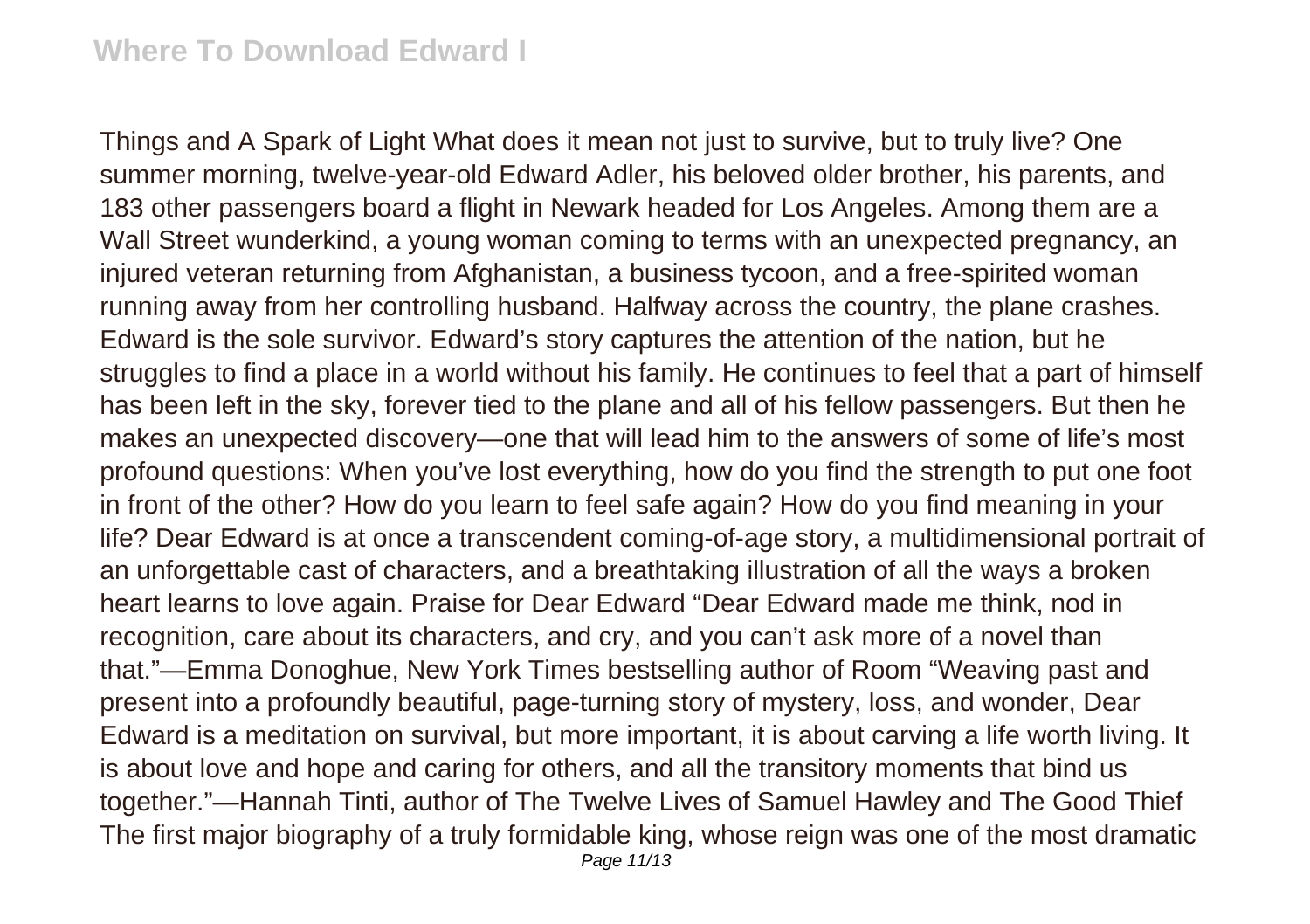Things and A Spark of Light What does it mean not just to survive, but to truly live? One summer morning, twelve-year-old Edward Adler, his beloved older brother, his parents, and 183 other passengers board a flight in Newark headed for Los Angeles. Among them are a Wall Street wunderkind, a young woman coming to terms with an unexpected pregnancy, an injured veteran returning from Afghanistan, a business tycoon, and a free-spirited woman running away from her controlling husband. Halfway across the country, the plane crashes. Edward is the sole survivor. Edward's story captures the attention of the nation, but he struggles to find a place in a world without his family. He continues to feel that a part of himself has been left in the sky, forever tied to the plane and all of his fellow passengers. But then he makes an unexpected discovery—one that will lead him to the answers of some of life's most profound questions: When you've lost everything, how do you find the strength to put one foot in front of the other? How do you learn to feel safe again? How do you find meaning in your life? Dear Edward is at once a transcendent coming-of-age story, a multidimensional portrait of an unforgettable cast of characters, and a breathtaking illustration of all the ways a broken heart learns to love again. Praise for Dear Edward "Dear Edward made me think, nod in recognition, care about its characters, and cry, and you can't ask more of a novel than that."—Emma Donoghue, New York Times bestselling author of Room "Weaving past and present into a profoundly beautiful, page-turning story of mystery, loss, and wonder, Dear Edward is a meditation on survival, but more important, it is about carving a life worth living. It is about love and hope and caring for others, and all the transitory moments that bind us together."—Hannah Tinti, author of The Twelve Lives of Samuel Hawley and The Good Thief The first major biography of a truly formidable king, whose reign was one of the most dramatic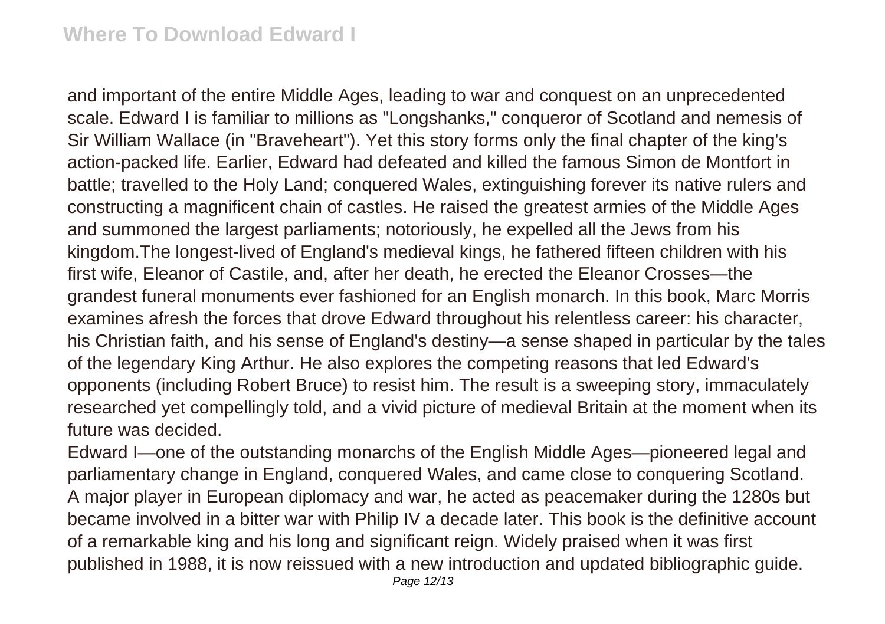and important of the entire Middle Ages, leading to war and conquest on an unprecedented scale. Edward I is familiar to millions as "Longshanks," conqueror of Scotland and nemesis of Sir William Wallace (in "Braveheart"). Yet this story forms only the final chapter of the king's action-packed life. Earlier, Edward had defeated and killed the famous Simon de Montfort in battle; travelled to the Holy Land; conquered Wales, extinguishing forever its native rulers and constructing a magnificent chain of castles. He raised the greatest armies of the Middle Ages and summoned the largest parliaments; notoriously, he expelled all the Jews from his kingdom.The longest-lived of England's medieval kings, he fathered fifteen children with his first wife, Eleanor of Castile, and, after her death, he erected the Eleanor Crosses—the grandest funeral monuments ever fashioned for an English monarch. In this book, Marc Morris examines afresh the forces that drove Edward throughout his relentless career: his character, his Christian faith, and his sense of England's destiny—a sense shaped in particular by the tales of the legendary King Arthur. He also explores the competing reasons that led Edward's opponents (including Robert Bruce) to resist him. The result is a sweeping story, immaculately researched yet compellingly told, and a vivid picture of medieval Britain at the moment when its future was decided.

Edward I—one of the outstanding monarchs of the English Middle Ages—pioneered legal and parliamentary change in England, conquered Wales, and came close to conquering Scotland. A major player in European diplomacy and war, he acted as peacemaker during the 1280s but became involved in a bitter war with Philip IV a decade later. This book is the definitive account of a remarkable king and his long and significant reign. Widely praised when it was first published in 1988, it is now reissued with a new introduction and updated bibliographic guide.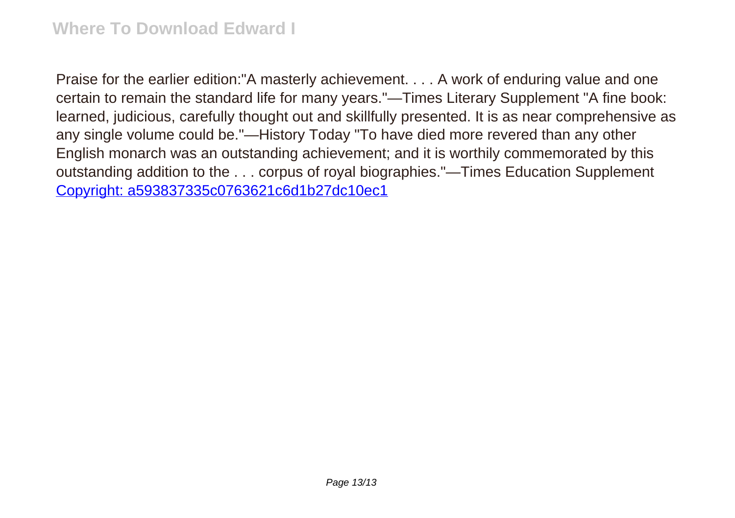Praise for the earlier edition:"A masterly achievement. . . . A work of enduring value and one certain to remain the standard life for many years."—Times Literary Supplement "A fine book: learned, judicious, carefully thought out and skillfully presented. It is as near comprehensive as any single volume could be."—History Today "To have died more revered than any other English monarch was an outstanding achievement; and it is worthily commemorated by this outstanding addition to the . . . corpus of royal biographies."—Times Education Supplement
Copyright: a593837335c0763621c6d1b27dc10ec1